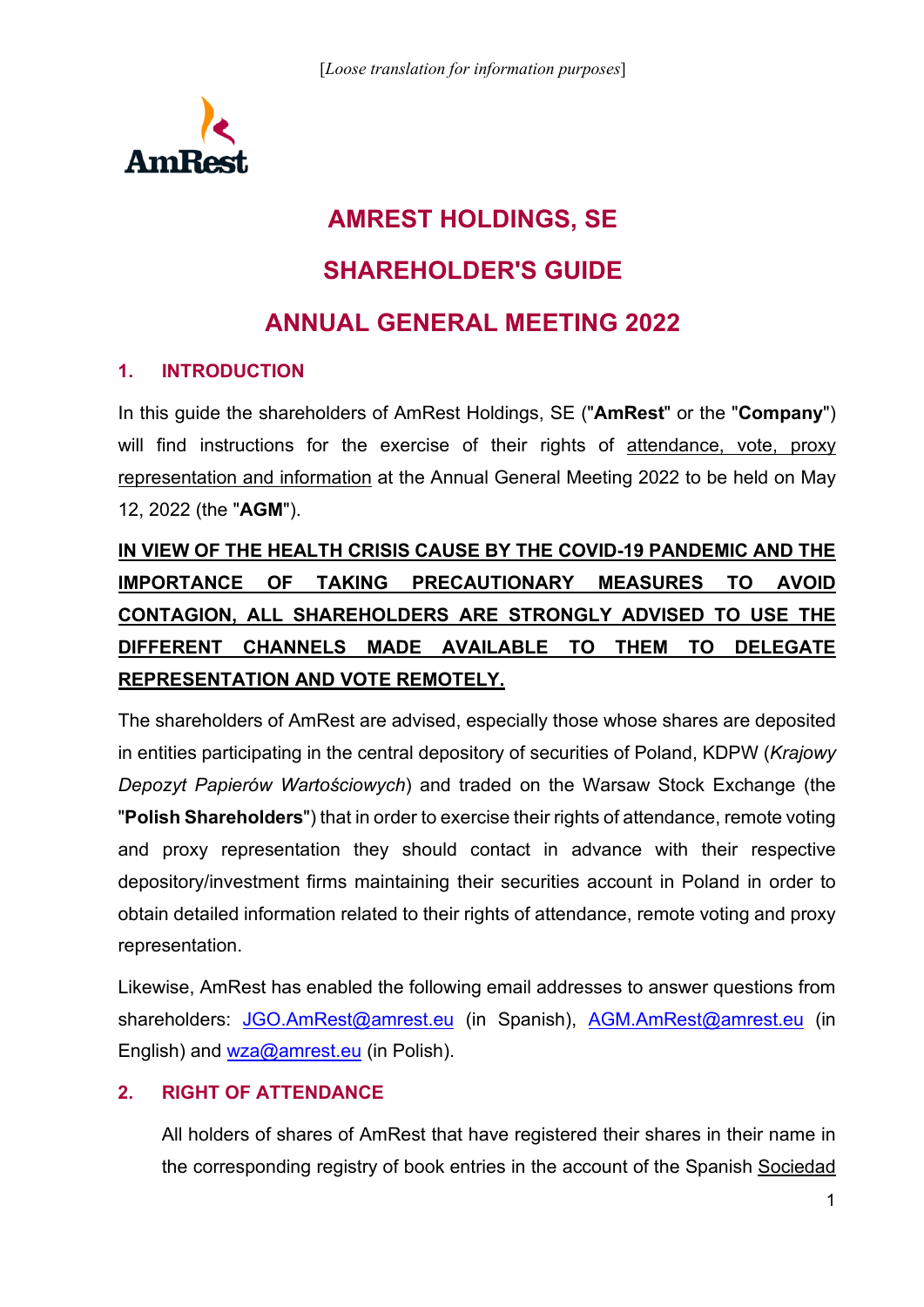[*Loose translation for information purposes*]

# AMREST HOLDINGS, SE

# SHAREHOLDER'S GUIDE

# ANNUAL GENERAL MEETING 2022

## 1. INTRODUCTION

In this guide the shareholders of AmRest Holdings, SE ("**AmRest**" or the "**Company**") will find instructions for the exercise of their rights of attendance, vote, proxy representation and information at the Annual General Meeting 2022 to be held on May 12, 2022 (the "**AGM**").

**IN VIEW OF THE HEALTH CRISIS CAUSE BY THE COVID-19 PANDEMIC AND THE IMPORTANCE OF TAKING PRECAUTIONARY MEASURES TO AVOID CONTAGION, ALL SHAREHOLDERS ARE STRONGLY ADVISED TO USE THE DIFFERENT CHANNELS MADE AVAILABLE TO THEM TO DELEGATE REPRESENTATION AND VOTE REMOTELY.**

The shareholders of AmRest are advised, especially those whose shares are deposited in entities participating in the central depository of securities of Poland, KDPW (*Krajowy Depozyt Papierów Wartościowych*) and traded on the Warsaw Stock Exchange (the "**Polish Shareholders**") that in order to exercise their rights of attendance, remote voting and proxy representation they should contact in advance with their respective depository/investment firms maintaining their securities account in Poland in order to obtain detailed information related to their rights of attendance, remote voting and proxy representation.

Likewise, AmRest has enabled the following email addresses to answer questions from shareholders: JGO.AmRest@amrest.eu (in Spanish), AGM.AmRest@amrest.eu (in English) and wza@amrest.eu (in Polish).

## 2. RIGHT OF ATTENDANCE

All holders of shares of AmRest that have registered their shares in their name in the corresponding registry of book entries in the account of the Spanish Sociedad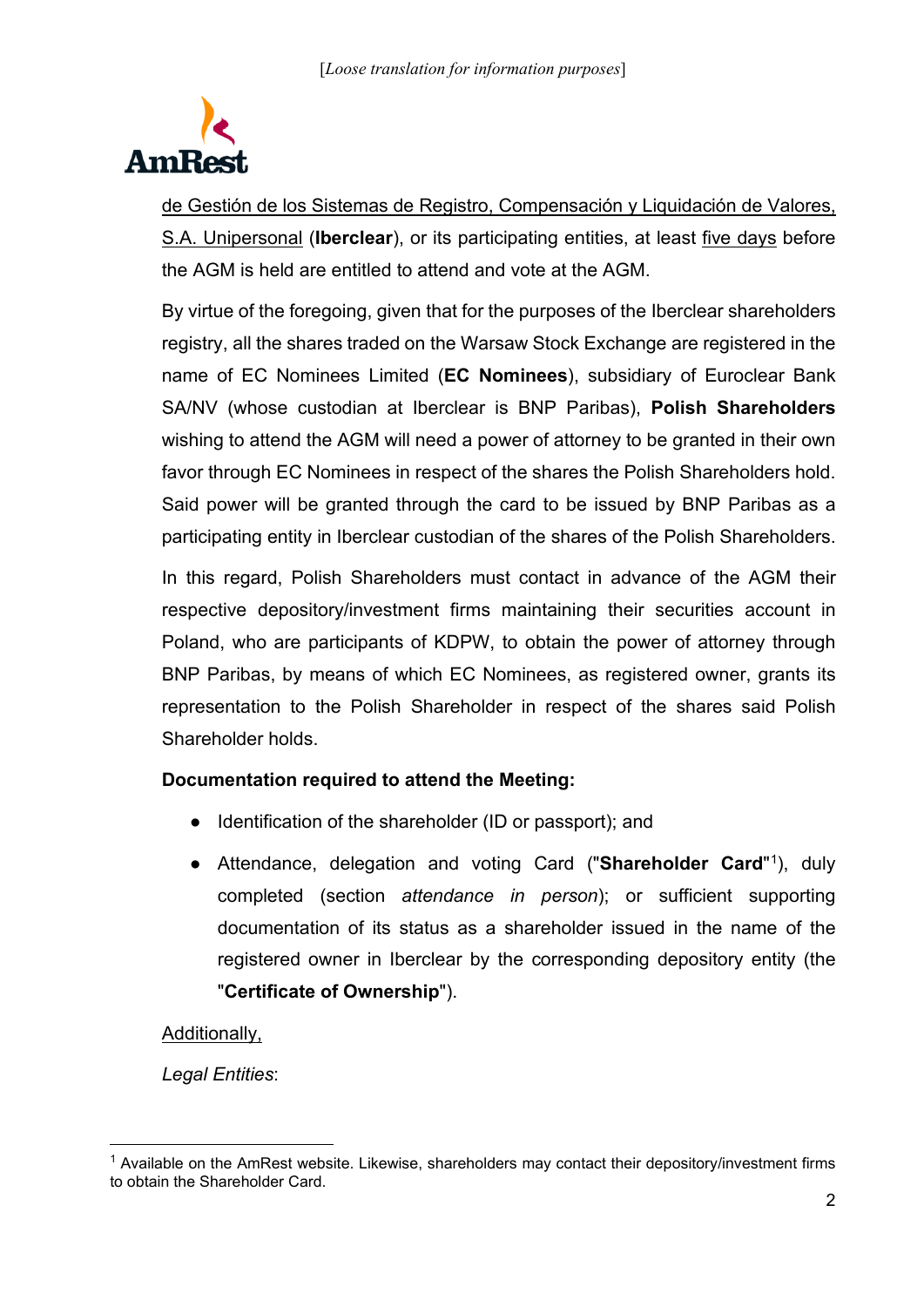de Gestión de los Sistemas de Registro, Compensación y Liquidación de Valores, S.A. Unipersonal (**Iberclear**), or its participating entities, at least five days before the AGM is held are entitled to attend and vote at the AGM.

By virtue of the foregoing, given that for the purposes of the Iberclear shareholders registry, all the shares traded on the Warsaw Stock Exchange are registered in the name of EC Nominees Limited (**EC Nominees**), subsidiary of Euroclear Bank SA/NV (whose custodian at Iberclear is BNP Paribas), **Polish Shareholders** wishing to attend the AGM will need a power of attorney to be granted in their own favor through EC Nominees in respect of the shares the Polish Shareholders hold. Said power will be granted through the card to be issued by BNP Paribas as a participating entity in Iberclear custodian of the shares of the Polish Shareholders.

In this regard, Polish Shareholders must contact in advance of the AGM their respective depository/investment firms maintaining their securities account in Poland, who are participants of KDPW, to obtain the power of attorney through BNP Paribas, by means of which EC Nominees, as registered owner, grants its representation to the Polish Shareholder in respect of the shares said Polish Shareholder holds.

**Documentation required to attend the Meeting:**

- Identification of the shareholder (ID or passport); and
- Attendance, delegation and voting Card ("**Shareholder Card**"[1]), duly completed (section *attendance in person*); or sufficient supporting documentation of its status as a shareholder issued in the name of the registered owner in Iberclear by the corresponding depository entity (the "**Certificate of Ownership**").

Additionally,

*Legal Entities*:

[1] Available on the AmRest website. Likewise, shareholders may contact their depository/investment firms to obtain the Shareholder Card.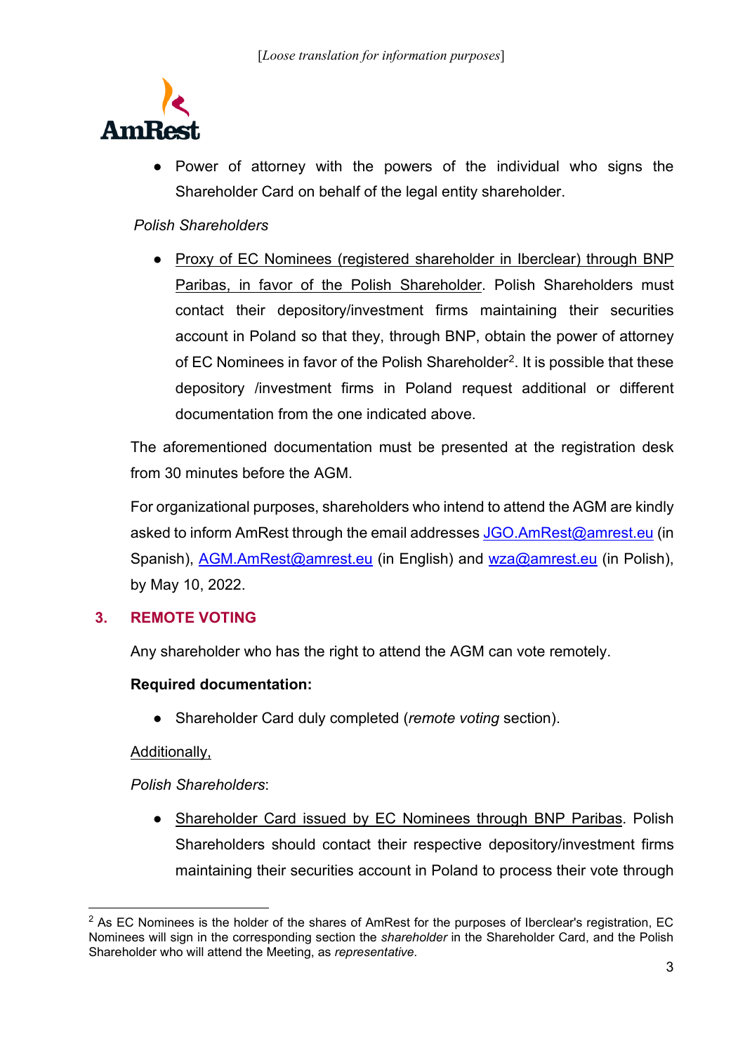[*Loose translation for information purposes*]

- Power of attorney with the powers of the individual who signs the Shareholder Card on behalf of the legal entity shareholder.

*Polish Shareholders*

- Proxy of EC Nominees (registered shareholder in Iberclear) through BNP Paribas, in favor of the Polish Shareholder. Polish Shareholders must contact their depository/investment firms maintaining their securities account in Poland so that they, through BNP, obtain the power of attorney of EC Nominees in favor of the Polish Shareholder[2]. It is possible that these depository /investment firms in Poland request additional or different documentation from the one indicated above.

The aforementioned documentation must be presented at the registration desk from 30 minutes before the AGM.

For organizational purposes, shareholders who intend to attend the AGM are kindly asked to inform AmRest through the email addresses JGO.AmRest@amrest.eu (in Spanish), AGM.AmRest@amrest.eu (in English) and wza@amrest.eu (in Polish), by May 10, 2022.

## 3. REMOTE VOTING

Any shareholder who has the right to attend the AGM can vote remotely.

**Required documentation:**

- Shareholder Card duly completed (*remote voting* section).

Additionally,

*Polish Shareholders*:

- Shareholder Card issued by EC Nominees through BNP Paribas. Polish Shareholders should contact their respective depository/investment firms maintaining their securities account in Poland to process their vote through

[2] As EC Nominees is the holder of the shares of AmRest for the purposes of Iberclear's registration, EC Nominees will sign in the corresponding section the *shareholder* in the Shareholder Card, and the Polish Shareholder who will attend the Meeting, as *representative*.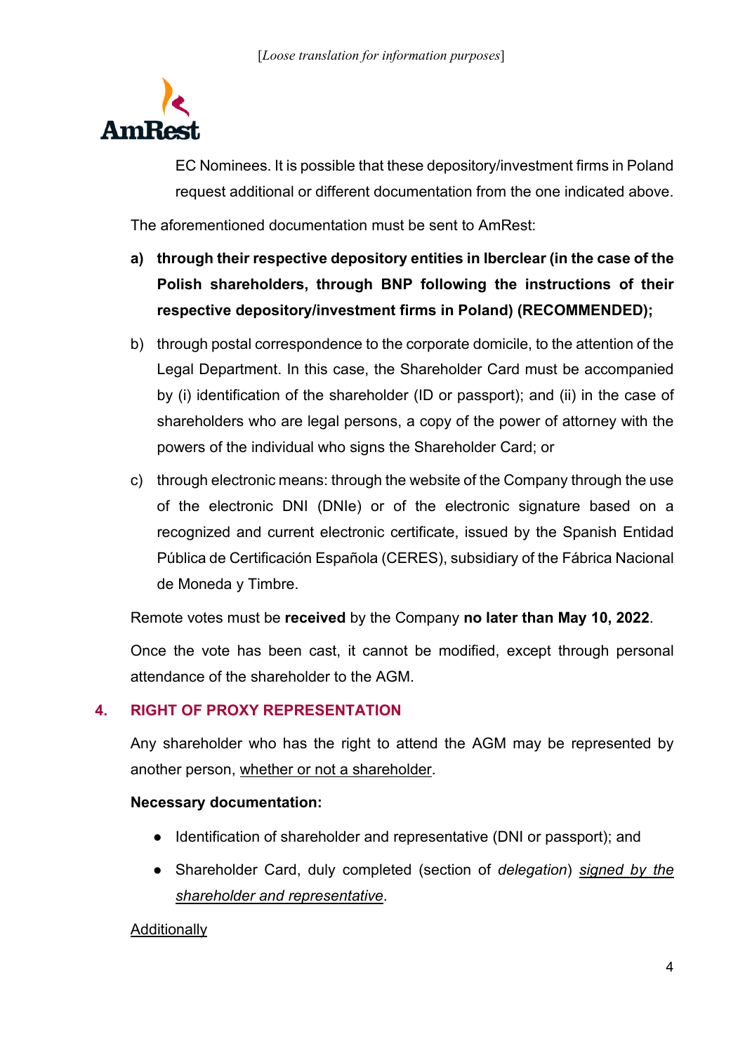EC Nominees. It is possible that these depository/investment firms in Poland request additional or different documentation from the one indicated above.

The aforementioned documentation must be sent to AmRest:

**a) through their respective depository entities in Iberclear (in the case of the Polish shareholders, through BNP following the instructions of their respective depository/investment firms in Poland) (RECOMMENDED);**

b) through postal correspondence to the corporate domicile, to the attention of the Legal Department. In this case, the Shareholder Card must be accompanied by (i) identification of the shareholder (ID or passport); and (ii) in the case of shareholders who are legal persons, a copy of the power of attorney with the powers of the individual who signs the Shareholder Card; or

c) through electronic means: through the website of the Company through the use of the electronic DNI (DNIe) or of the electronic signature based on a recognized and current electronic certificate, issued by the Spanish Entidad Pública de Certificación Española (CERES), subsidiary of the Fábrica Nacional de Moneda y Timbre.

Remote votes must be **received** by the Company **no later than May 10, 2022**.

Once the vote has been cast, it cannot be modified, except through personal attendance of the shareholder to the AGM.

## 4. RIGHT OF PROXY REPRESENTATION

Any shareholder who has the right to attend the AGM may be represented by another person, <u>whether or not a shareholder</u>.

**Necessary documentation:**

- Identification of shareholder and representative (DNI or passport); and
- Shareholder Card, duly completed (section of *delegation*) <u>*signed by the shareholder and representative*</u>.

<u>Additionally</u>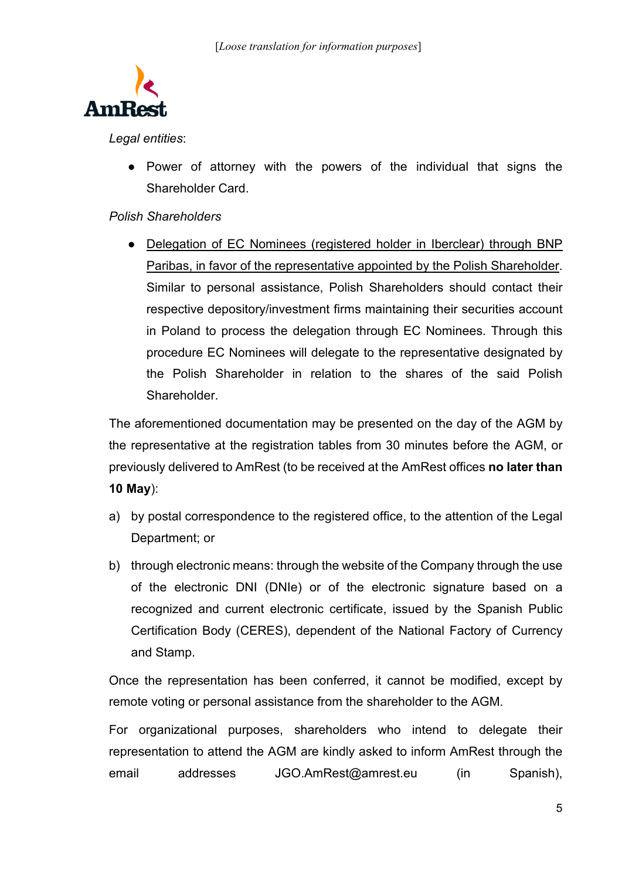*Legal entities*:

- Power of attorney with the powers of the individual that signs the Shareholder Card.

*Polish Shareholders*

- Delegation of EC Nominees (registered holder in Iberclear) through BNP Paribas, in favor of the representative appointed by the Polish Shareholder. Similar to personal assistance, Polish Shareholders should contact their respective depository/investment firms maintaining their securities account in Poland to process the delegation through EC Nominees. Through this procedure EC Nominees will delegate to the representative designated by the Polish Shareholder in relation to the shares of the said Polish Shareholder.

The aforementioned documentation may be presented on the day of the AGM by the representative at the registration tables from 30 minutes before the AGM, or previously delivered to AmRest (to be received at the AmRest offices **no later than 10 May**):

a) by postal correspondence to the registered office, to the attention of the Legal Department; or

b) through electronic means: through the website of the Company through the use of the electronic DNI (DNIe) or of the electronic signature based on a recognized and current electronic certificate, issued by the Spanish Public Certification Body (CERES), dependent of the National Factory of Currency and Stamp.

Once the representation has been conferred, it cannot be modified, except by remote voting or personal assistance from the shareholder to the AGM.

For organizational purposes, shareholders who intend to delegate their representation to attend the AGM are kindly asked to inform AmRest through the email addresses JGO.AmRest@amrest.eu (in Spanish),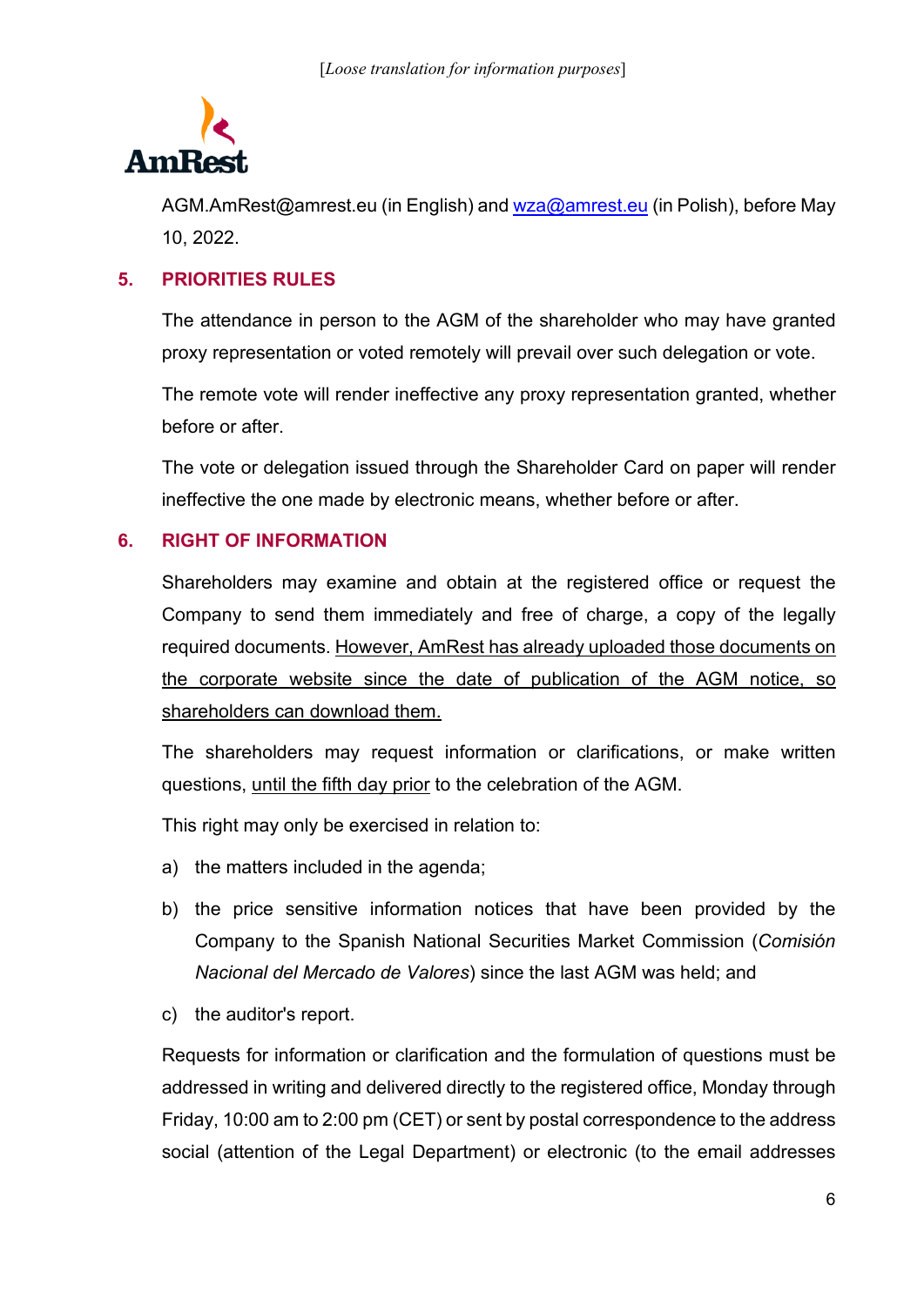AGM.AmRest@amrest.eu (in English) and wza@amrest.eu (in Polish), before May 10, 2022.

## 5. PRIORITIES RULES

The attendance in person to the AGM of the shareholder who may have granted proxy representation or voted remotely will prevail over such delegation or vote.

The remote vote will render ineffective any proxy representation granted, whether before or after.

The vote or delegation issued through the Shareholder Card on paper will render ineffective the one made by electronic means, whether before or after.

## 6. RIGHT OF INFORMATION

Shareholders may examine and obtain at the registered office or request the Company to send them immediately and free of charge, a copy of the legally required documents. However, AmRest has already uploaded those documents on the corporate website since the date of publication of the AGM notice, so shareholders can download them.

The shareholders may request information or clarifications, or make written questions, until the fifth day prior to the celebration of the AGM.

This right may only be exercised in relation to:

a) the matters included in the agenda;

b) the price sensitive information notices that have been provided by the Company to the Spanish National Securities Market Commission (*Comisión Nacional del Mercado de Valores*) since the last AGM was held; and

c) the auditor's report.

Requests for information or clarification and the formulation of questions must be addressed in writing and delivered directly to the registered office, Monday through Friday, 10:00 am to 2:00 pm (CET) or sent by postal correspondence to the address social (attention of the Legal Department) or electronic (to the email addresses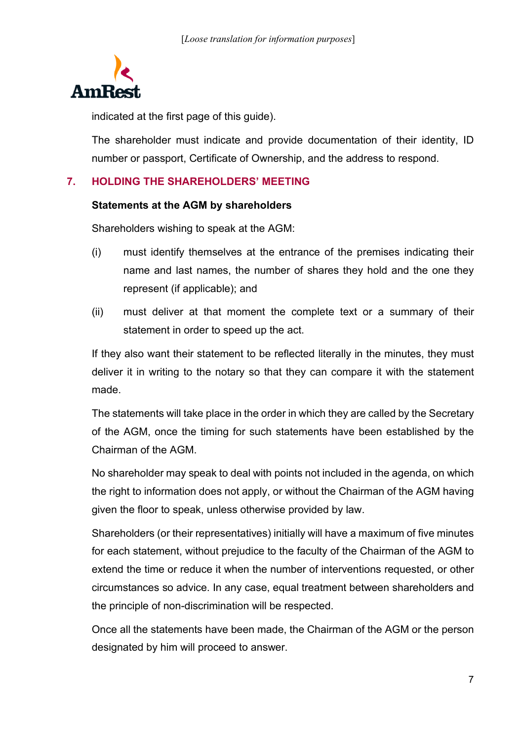indicated at the first page of this guide).

The shareholder must indicate and provide documentation of their identity, ID number or passport, Certificate of Ownership, and the address to respond.

## 7. HOLDING THE SHAREHOLDERS' MEETING

**Statements at the AGM by shareholders**

Shareholders wishing to speak at the AGM:

(i) must identify themselves at the entrance of the premises indicating their name and last names, the number of shares they hold and the one they represent (if applicable); and

(ii) must deliver at that moment the complete text or a summary of their statement in order to speed up the act.

If they also want their statement to be reflected literally in the minutes, they must deliver it in writing to the notary so that they can compare it with the statement made.

The statements will take place in the order in which they are called by the Secretary of the AGM, once the timing for such statements have been established by the Chairman of the AGM.

No shareholder may speak to deal with points not included in the agenda, on which the right to information does not apply, or without the Chairman of the AGM having given the floor to speak, unless otherwise provided by law.

Shareholders (or their representatives) initially will have a maximum of five minutes for each statement, without prejudice to the faculty of the Chairman of the AGM to extend the time or reduce it when the number of interventions requested, or other circumstances so advice. In any case, equal treatment between shareholders and the principle of non-discrimination will be respected.

Once all the statements have been made, the Chairman of the AGM or the person designated by him will proceed to answer.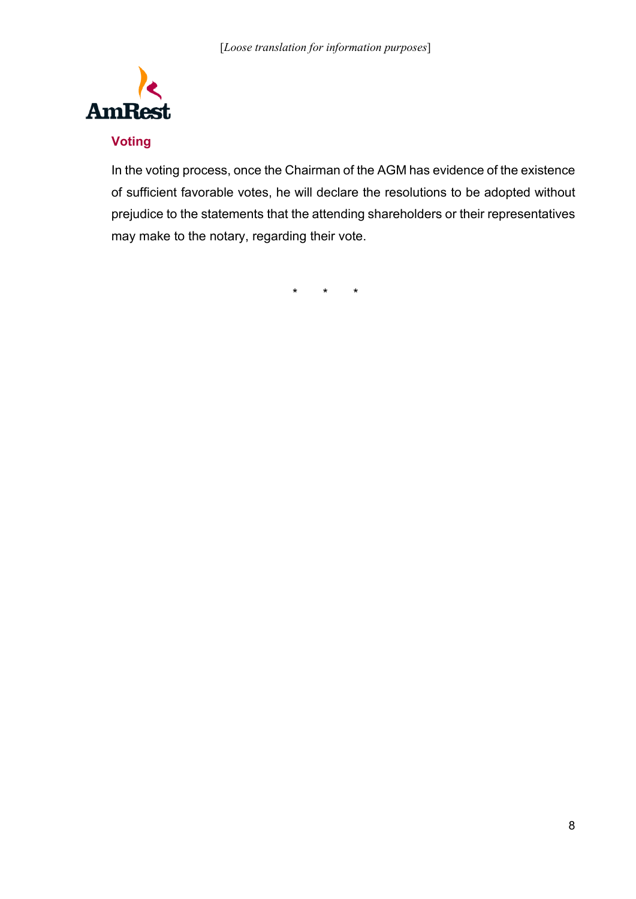## Voting

In the voting process, once the Chairman of the AGM has evidence of the existence of sufficient favorable votes, he will declare the resolutions to be adopted without prejudice to the statements that the attending shareholders or their representatives may make to the notary, regarding their vote.

\*   \*   \*